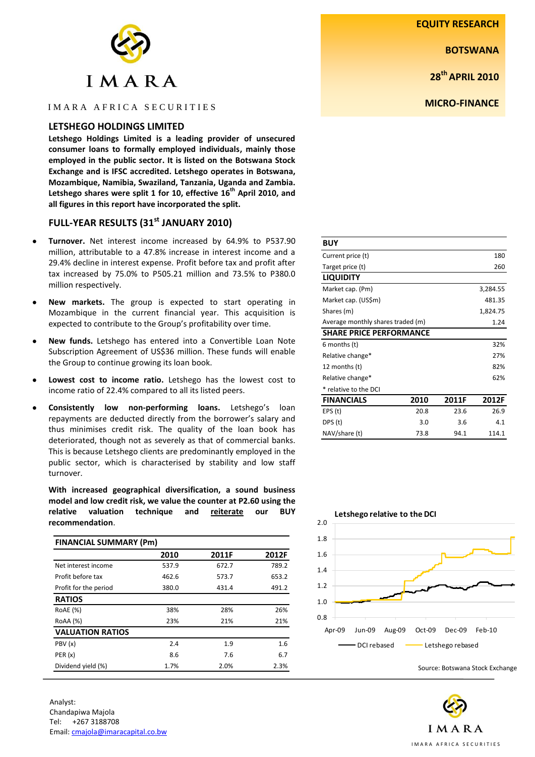IMARA

IMARA AFRICA SECURITIES

**EQUITY RESEARCH**

**BOTSWANA**

**28th APRIL 2010**

**MICRO-FINANCE**

## LETSHEGO HOLDINGS LIMITED

**Letshego Holdings Limited is a leading provider of unsecured consumer loans to formally employed individuals, mainly those employed in the public sector. It is listed on the Botswana Stock Exchange and is IFSC accredited. Letshego operates in Botswana, Mozambique, Namibia, Swaziland, Tanzania, Uganda and Zambia. Letshego shares were split 1 for 10, effective 16th April 2010, and all figures in this report have incorporated the split.**

## FULL-YEAR RESULTS (31st JANUARY 2010)

- **Turnover.** Net interest income increased by 64.9% to P537.90 million, attributable to a 47.8% increase in interest income and a 29.4% decline in interest expense. Profit before tax and profit after tax increased by 75.0% to P505.21 million and 73.5% to P380.0 million respectively.
- **New markets.** The group is expected to start operating in Mozambique in the current financial year. This acquisition is expected to contribute to the Group's profitability over time.
- **New funds.** Letshego has entered into a Convertible Loan Note Subscription Agreement of US$36 million. These funds will enable the Group to continue growing its loan book.
- **Lowest cost to income ratio.** Letshego has the lowest cost to income ratio of 22.4% compared to all its listed peers.
- **Consistently low non-performing loans.** Letshego's loan repayments are deducted directly from the borrower's salary and thus minimises credit risk. The quality of the loan book has deteriorated, though not as severely as that of commercial banks. This is because Letshego clients are predominantly employed in the public sector, which is characterised by stability and low staff turnover.

**With increased geographical diversification, a sound business model and low credit risk, we value the counter at P2.60 using the relative valuation technique and <u>reiterate</u> our BUY recommendation.**

| FINANCIAL SUMMARY (Pm) | 2010 | 2011F | 2012F |
|---|---|---|---|
| Net interest income | 537.9 | 672.7 | 789.2 |
| Profit before tax | 462.6 | 573.7 | 653.2 |
| Profit for the period | 380.0 | 431.4 | 491.2 |
| **RATIOS** | | | |
| RoAE (%) | 38% | 28% | 26% |
| RoAA (%) | 23% | 21% | 21% |
| **VALUATION RATIOS** | | | |
| PBV (x) | 2.4 | 1.9 | 1.6 |
| PER (x) | 8.6 | 7.6 | 6.7 |
| Dividend yield (%) | 1.7% | 2.0% | 2.3% |

| **BUY** | |
|---|---|
| Current price (t) | 180 |
| Target price (t) | 260 |
| **LIQUIDITY** | |
| Market cap. (Pm) | 3,284.55 |
| Market cap. (US$m) | 481.35 |
| Shares (m) | 1,824.75 |
| Average monthly shares traded (m) | 1.24 |
| **SHARE PRICE PERFORMANCE** | |
| 6 months (t) | 32% |
| Relative change* | 27% |
| 12 months (t) | 82% |
| Relative change* | 62% |
| * relative to the DCI | |

| FINANCIALS | 2010 | 2011F | 2012F |
|---|---|---|---|
| EPS (t) | 20.8 | 23.6 | 26.9 |
| DPS (t) | 3.0 | 3.6 | 4.1 |
| NAV/share (t) | 73.8 | 94.1 | 114.1 |

**Letshego relative to the DCI**

Legend: DCI rebased; Letshego rebased

Source: Botswana Stock Exchange

Analyst:
Chandapiwa Majola
Tel: +267 3188708
Email: cmajola@imaracapital.co.bw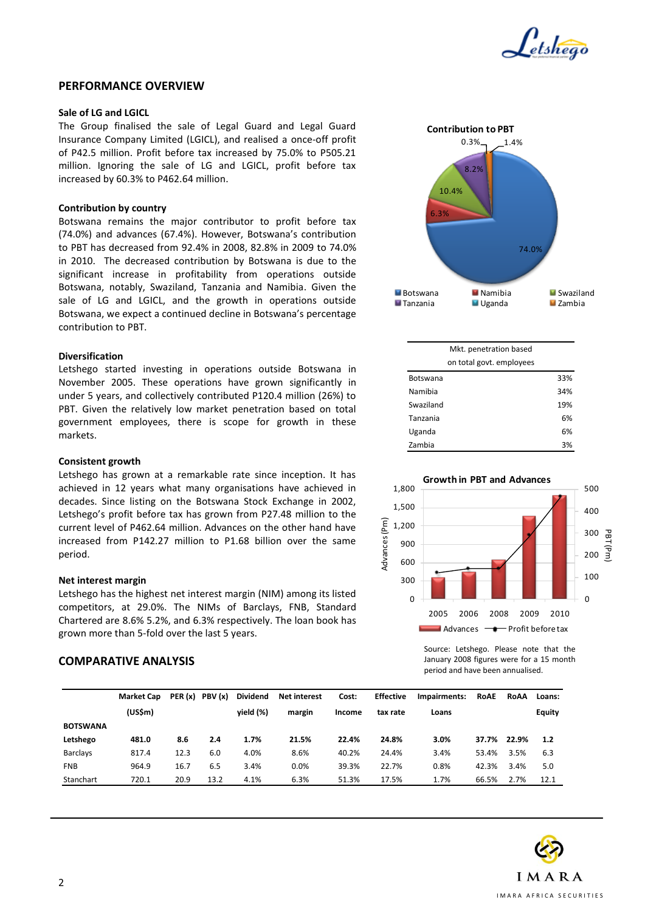## PERFORMANCE OVERVIEW

### Sale of LG and LGICL

The Group finalised the sale of Legal Guard and Legal Guard Insurance Company Limited (LGICL), and realised a once-off profit of P42.5 million. Profit before tax increased by 75.0% to P505.21 million. Ignoring the sale of LG and LGICL, profit before tax increased by 60.3% to P462.64 million.

### Contribution by country

Botswana remains the major contributor to profit before tax (74.0%) and advances (67.4%). However, Botswana's contribution to PBT has decreased from 92.4% in 2008, 82.8% in 2009 to 74.0% in 2010. The decreased contribution by Botswana is due to the significant increase in profitability from operations outside Botswana, notably, Swaziland, Tanzania and Namibia. Given the sale of LG and LGICL, and the growth in operations outside Botswana, we expect a continued decline in Botswana's percentage contribution to PBT.

**Contribution to PBT**

| Country | Contribution |
|---|---|
| Botswana | 74.0% |
| Namibia | 6.3% |
| Swaziland | 10.4% |
| Tanzania | 8.2% |
| Uganda | 0.3% |
| Zambia | 1.4% |

### Diversification

Letshego started investing in operations outside Botswana in November 2005. These operations have grown significantly in under 5 years, and collectively contributed P120.4 million (26%) to PBT. Given the relatively low market penetration based on total government employees, there is scope for growth in these markets.

| Mkt. penetration based on total govt. employees | |
|---|---|
| Botswana | 33% |
| Namibia | 34% |
| Swaziland | 19% |
| Tanzania | 6% |
| Uganda | 6% |
| Zambia | 3% |

### Consistent growth

Letshego has grown at a remarkable rate since inception. It has achieved in 12 years what many organisations have achieved in decades. Since listing on the Botswana Stock Exchange in 2002, Letshego's profit before tax has grown from P27.48 million to the current level of P462.64 million. Advances on the other hand have increased from P142.27 million to P1.68 billion over the same period.

**Growth in PBT and Advances**

Source: Letshego. Please note that the January 2008 figures were for a 15 month period and have been annualised.

### Net interest margin

Letshego has the highest net interest margin (NIM) among its listed competitors, at 29.0%. The NIMs of Barclays, FNB, Standard Chartered are 8.6% 5.2%, and 6.3% respectively. The loan book has grown more than 5-fold over the last 5 years.

## COMPARATIVE ANALYSIS

| | Market Cap (US$m) | PER (x) | PBV (x) | Dividend yield (%) | Net interest margin | Cost: Income | Effective tax rate | Impairments: Loans | RoAE | RoAA | Loans: Equity |
|---|---|---|---|---|---|---|---|---|---|---|---|
| **BOTSWANA** | | | | | | | | | | | |
| **Letshego** | **481.0** | **8.6** | **2.4** | **1.7%** | **21.5%** | **22.4%** | **24.8%** | **3.0%** | **37.7%** | **22.9%** | **1.2** |
| Barclays | 817.4 | 12.3 | 6.0 | 4.0% | 8.6% | 40.2% | 24.4% | 3.4% | 53.4% | 3.5% | 6.3 |
| FNB | 964.9 | 16.7 | 6.5 | 3.4% | 0.0% | 39.3% | 22.7% | 0.8% | 42.3% | 3.4% | 5.0 |
| Stanchart | 720.1 | 20.9 | 13.2 | 4.1% | 6.3% | 51.3% | 17.5% | 1.7% | 66.5% | 2.7% | 12.1 |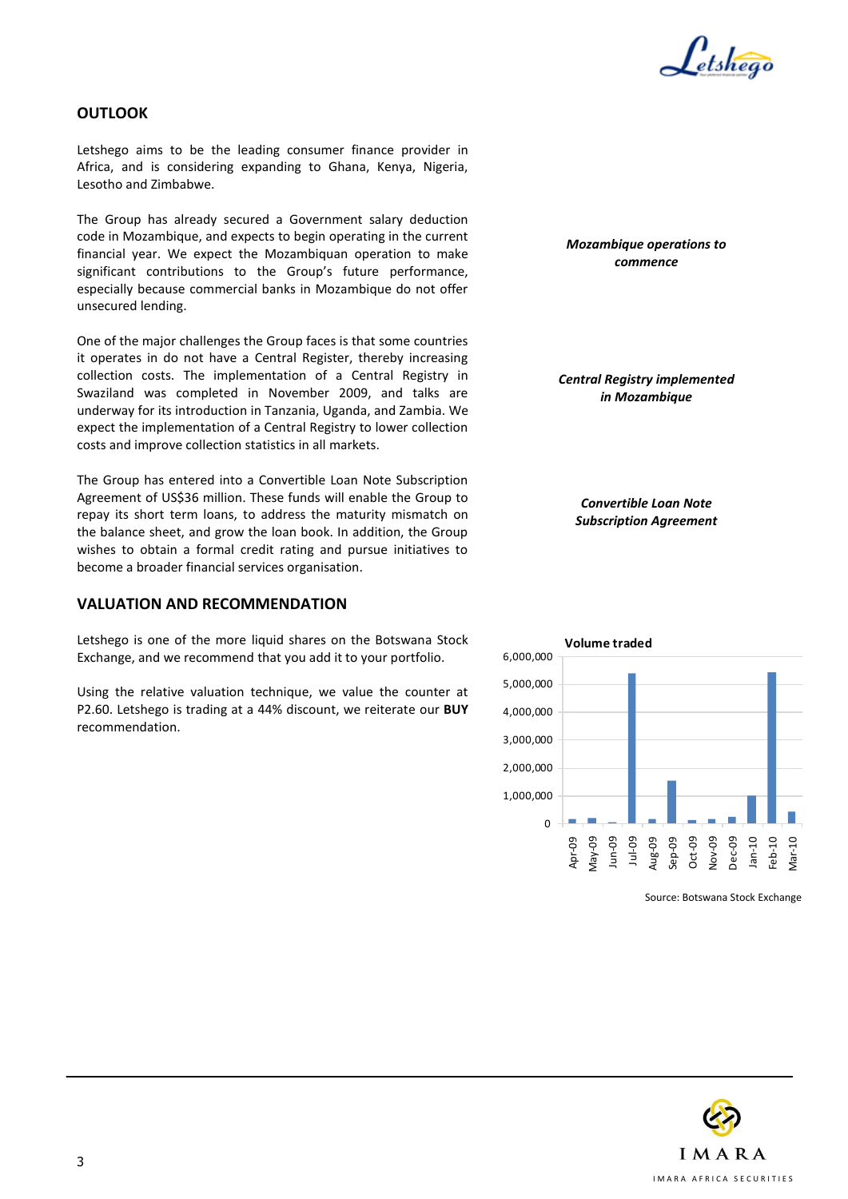## OUTLOOK

Letshego aims to be the leading consumer finance provider in Africa, and is considering expanding to Ghana, Kenya, Nigeria, Lesotho and Zimbabwe.

*Mozambique operations to commence*

The Group has already secured a Government salary deduction code in Mozambique, and expects to begin operating in the current financial year. We expect the Mozambiquan operation to make significant contributions to the Group's future performance, especially because commercial banks in Mozambique do not offer unsecured lending.

*Central Registry implemented in Mozambique*

One of the major challenges the Group faces is that some countries it operates in do not have a Central Register, thereby increasing collection costs. The implementation of a Central Registry in Swaziland was completed in November 2009, and talks are underway for its introduction in Tanzania, Uganda, and Zambia. We expect the implementation of a Central Registry to lower collection costs and improve collection statistics in all markets.

*Convertible Loan Note Subscription Agreement*

The Group has entered into a Convertible Loan Note Subscription Agreement of US$36 million. These funds will enable the Group to repay its short term loans, to address the maturity mismatch on the balance sheet, and grow the loan book. In addition, the Group wishes to obtain a formal credit rating and pursue initiatives to become a broader financial services organisation.

## VALUATION AND RECOMMENDATION

Letshego is one of the more liquid shares on the Botswana Stock Exchange, and we recommend that you add it to your portfolio.

Using the relative valuation technique, we value the counter at P2.60. Letshego is trading at a 44% discount, we reiterate our **BUY** recommendation.

**Volume traded**

| Month | Volume traded (approx.) |
|---|---|
| Apr-09 | 150,000 |
| May-09 | 200,000 |
| Jun-09 | 50,000 |
| Jul-09 | 5,400,000 |
| Aug-09 | 150,000 |
| Sep-09 | 1,550,000 |
| Oct-09 | 100,000 |
| Nov-09 | 150,000 |
| Dec-09 | 250,000 |
| Jan-10 | 1,000,000 |
| Feb-10 | 5,450,000 |
| Mar-10 | 400,000 |

Source: Botswana Stock Exchange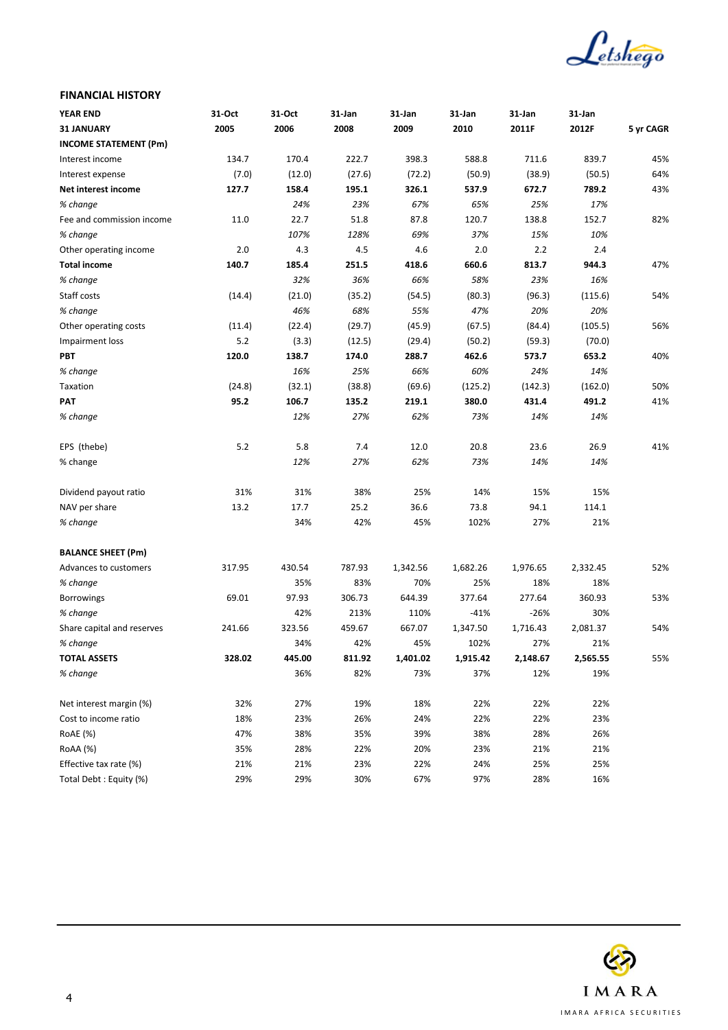## FINANCIAL HISTORY

| YEAR END | 31-Oct | 31-Oct | 31-Jan | 31-Jan | 31-Jan | 31-Jan | 31-Jan | |
|---|---|---|---|---|---|---|---|---|
| **31 JANUARY** | **2005** | **2006** | **2008** | **2009** | **2010** | **2011F** | **2012F** | **5 yr CAGR** |
| **INCOME STATEMENT (Pm)** | | | | | | | | |
| Interest income | 134.7 | 170.4 | 222.7 | 398.3 | 588.8 | 711.6 | 839.7 | 45% |
| Interest expense | (7.0) | (12.0) | (27.6) | (72.2) | (50.9) | (38.9) | (50.5) | 64% |
| **Net interest income** | **127.7** | **158.4** | **195.1** | **326.1** | **537.9** | **672.7** | **789.2** | 43% |
| *% change* | | *24%* | *23%* | *67%* | *65%* | *25%* | *17%* | |
| Fee and commission income | 11.0 | 22.7 | 51.8 | 87.8 | 120.7 | 138.8 | 152.7 | 82% |
| *% change* | | *107%* | *128%* | *69%* | *37%* | *15%* | *10%* | |
| Other operating income | 2.0 | 4.3 | 4.5 | 4.6 | 2.0 | 2.2 | 2.4 | |
| **Total income** | **140.7** | **185.4** | **251.5** | **418.6** | **660.6** | **813.7** | **944.3** | 47% |
| *% change* | | *32%* | *36%* | *66%* | *58%* | *23%* | *16%* | |
| Staff costs | (14.4) | (21.0) | (35.2) | (54.5) | (80.3) | (96.3) | (115.6) | 54% |
| *% change* | | *46%* | *68%* | *55%* | *47%* | *20%* | *20%* | |
| Other operating costs | (11.4) | (22.4) | (29.7) | (45.9) | (67.5) | (84.4) | (105.5) | 56% |
| Impairment loss | 5.2 | (3.3) | (12.5) | (29.4) | (50.2) | (59.3) | (70.0) | |
| **PBT** | **120.0** | **138.7** | **174.0** | **288.7** | **462.6** | **573.7** | **653.2** | 40% |
| *% change* | | *16%* | *25%* | *66%* | *60%* | *24%* | *14%* | |
| Taxation | (24.8) | (32.1) | (38.8) | (69.6) | (125.2) | (142.3) | (162.0) | 50% |
| **PAT** | **95.2** | **106.7** | **135.2** | **219.1** | **380.0** | **431.4** | **491.2** | 41% |
| *% change* | | *12%* | *27%* | *62%* | *73%* | *14%* | *14%* | |
| | | | | | | | | |
| EPS (thebe) | 5.2 | 5.8 | 7.4 | 12.0 | 20.8 | 23.6 | 26.9 | 41% |
| % change | | *12%* | *27%* | *62%* | *73%* | *14%* | *14%* | |
| | | | | | | | | |
| Dividend payout ratio | 31% | 31% | 38% | 25% | 14% | 15% | 15% | |
| NAV per share | 13.2 | 17.7 | 25.2 | 36.6 | 73.8 | 94.1 | 114.1 | |
| *% change* | | 34% | 42% | 45% | 102% | 27% | 21% | |
| | | | | | | | | |
| **BALANCE SHEET (Pm)** | | | | | | | | |
| Advances to customers | 317.95 | 430.54 | 787.93 | 1,342.56 | 1,682.26 | 1,976.65 | 2,332.45 | 52% |
| *% change* | | 35% | 83% | 70% | 25% | 18% | 18% | |
| Borrowings | 69.01 | 97.93 | 306.73 | 644.39 | 377.64 | 277.64 | 360.93 | 53% |
| *% change* | | 42% | 213% | 110% | -41% | -26% | 30% | |
| Share capital and reserves | 241.66 | 323.56 | 459.67 | 667.07 | 1,347.50 | 1,716.43 | 2,081.37 | 54% |
| *% change* | | 34% | 42% | 45% | 102% | 27% | 21% | |
| **TOTAL ASSETS** | **328.02** | **445.00** | **811.92** | **1,401.02** | **1,915.42** | **2,148.67** | **2,565.55** | 55% |
| *% change* | | 36% | 82% | 73% | 37% | 12% | 19% | |
| | | | | | | | | |
| Net interest margin (%) | 32% | 27% | 19% | 18% | 22% | 22% | 22% | |
| Cost to income ratio | 18% | 23% | 26% | 24% | 22% | 22% | 23% | |
| RoAE (%) | 47% | 38% | 35% | 39% | 38% | 28% | 26% | |
| RoAA (%) | 35% | 28% | 22% | 20% | 23% | 21% | 21% | |
| Effective tax rate (%) | 21% | 21% | 23% | 22% | 24% | 25% | 25% | |
| Total Debt : Equity (%) | 29% | 29% | 30% | 67% | 97% | 28% | 16% | |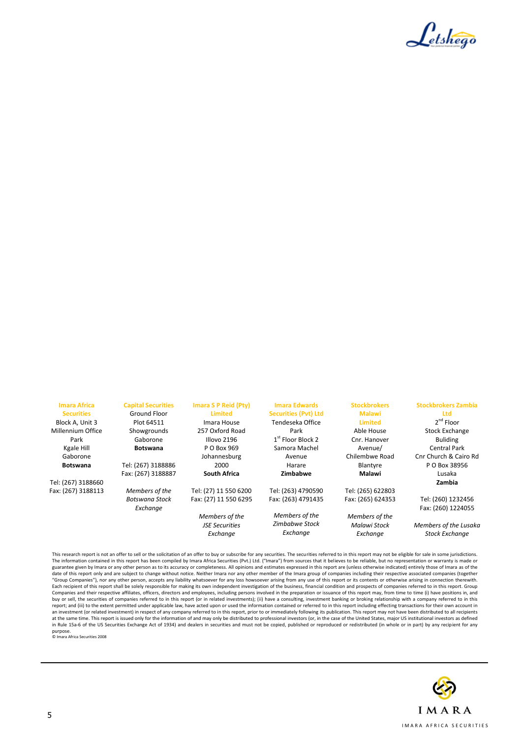**Imara Africa Securities**
Block A, Unit 3
Millennium Office Park
Kgale Hill
Gaborone
**Botswana**

Tel: (267) 3188660
Fax: (267) 3188113

**Capital Securities**
Ground Floor
Plot 64511
Showgrounds
Gaborone
**Botswana**

Tel: (267) 3188886
Fax: (267) 3188887

*Members of the Botswana Stock Exchange*

**Imara S P Reid (Pty) Limited**
Imara House
257 Oxford Road
Illovo 2196
P O Box 969
Johannesburg
2000
**South Africa**

Tel: (27) 11 550 6200
Fax: (27) 11 550 6295

*Members of the JSE Securities Exchange*

**Imara Edwards Securities (Pvt) Ltd**
Tendeseka Office Park
1st Floor Block 2
Samora Machel Avenue
Harare
**Zimbabwe**

Tel: (263) 4790590
Fax: (263) 4791435

*Members of the Zimbabwe Stock Exchange*

**Stockbrokers Malawi Limited**
Able House
Cnr. Hanover Avenue/
Chilembwe Road
Blantyre
**Malawi**

Tel: (265) 622803
Fax: (265) 624353

*Members of the Malawi Stock Exchange*

**Stockbrokers Zambia Ltd**
2nd Floor
Stock Exchange Buliding
Central Park
Cnr Church & Cairo Rd
P O Box 38956
Lusaka
**Zambia**

Tel: (260) 1232456
Fax: (260) 1224055

*Members of the Lusaka Stock Exchange*

This research report is not an offer to sell or the solicitation of an offer to buy or subscribe for any securities. The securities referred to in this report may not be eligible for sale in some jurisdictions. The information contained in this report has been compiled by Imara Africa Securities (Pvt.) Ltd. ("Imara") from sources that it believes to be reliable, but no representation or warranty is made or guarantee given by Imara or any other person as to its accuracy or completeness. All opinions and estimates expressed in this report are (unless otherwise indicated) entirely those of Imara as of the date of this report only and are subject to change without notice. Neither Imara nor any other member of the Imara group of companies including their respective associated companies (together "Group Companies"), nor any other person, accepts any liability whatsoever for any loss howsoever arising from any use of this report or its contents or otherwise arising in connection therewith. Each recipient of this report shall be solely responsible for making its own independent investigation of the business, financial condition and prospects of companies referred to in this report. Group Companies and their respective affiliates, officers, directors and employees, including persons involved in the preparation or issuance of this report may, from time to time (i) have positions in, and buy or sell, the securities of companies referred to in this report (or in related investments); (ii) have a consulting, investment banking or broking relationship with a company referred to in this report; and (iii) to the extent permitted under applicable law, have acted upon or used the information contained or referred to in this report including effecting transactions for their own account in an investment (or related investment) in respect of any company referred to in this report, prior to or immediately following its publication. This report may not have been distributed to all recipients at the same time. This report is issued only for the information of and may only be distributed to professional investors (or, in the case of the United States, major US institutional investors as defined in Rule 15a-6 of the US Securities Exchange Act of 1934) and dealers in securities and must not be copied, published or reproduced or redistributed (in whole or in part) by any recipient for any purpose.
© Imara Africa Securities 2008

IMARA
IMARA AFRICA SECURITIES